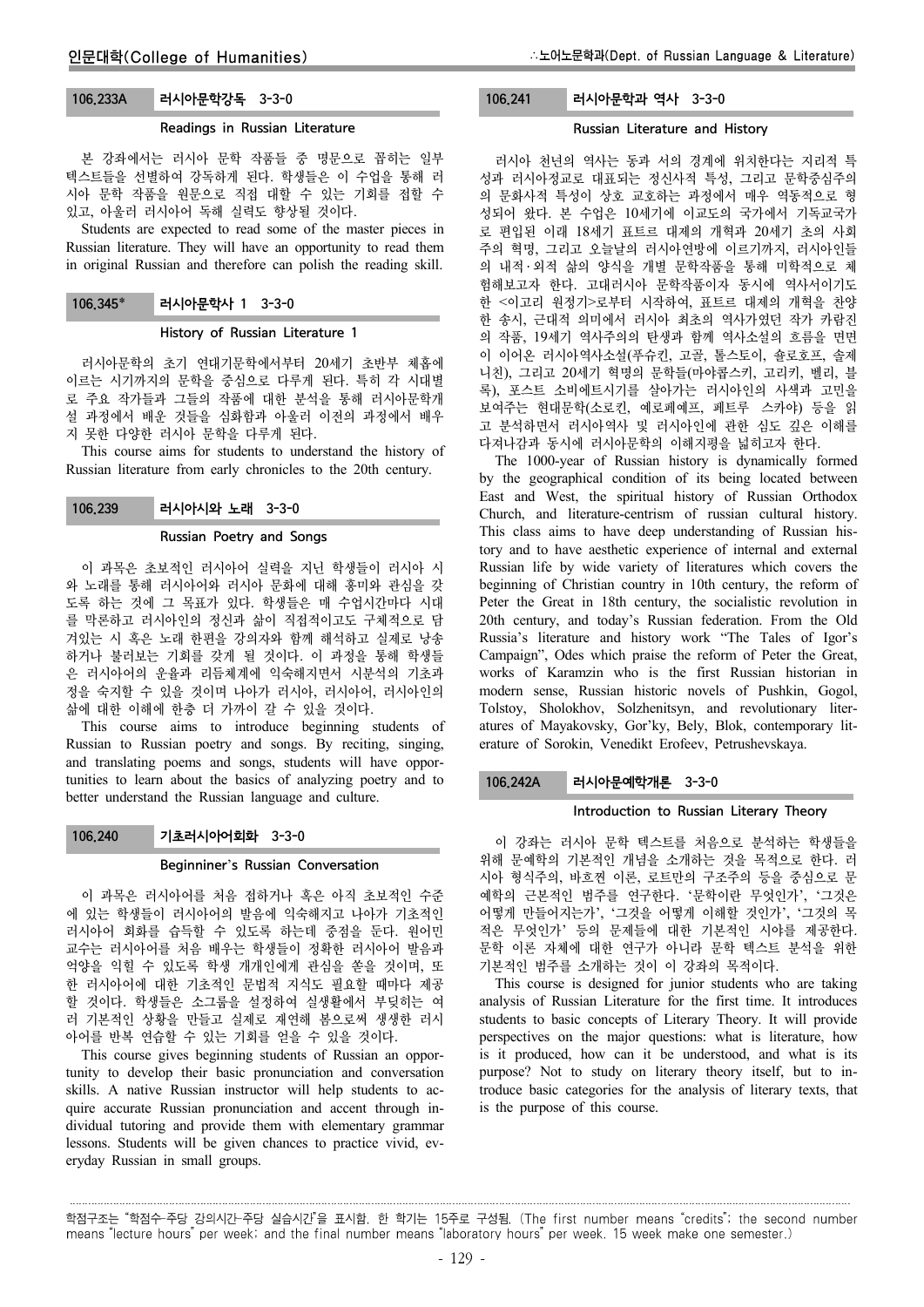## 106.233A 러시아문학강독 3-3-0

### Readings in Russian Literature

본 강좌에서는 러시아 문학 작품들 중 명문으로 꼽히는 일부 텍스트들을 선별하여 강독하게 된다. 학생들은 이 수업을 통해 러시아 문학 작품을 원문으로 직접 대할 수 있는 기회를 접할 수 있고, 아울러 러시아어 독해 실력도 향상될 것이다.

Students are expected to read some of the master pieces in Russian literature. They will have an opportunity to read them in original Russian and therefore can polish the reading skill.

## 106.345* 러시아문학사 1 3-3-0

### History of Russian Literature 1

러시아문학의 초기 연대기문학에서부터 20세기 초반부 체홉에 이르는 시기까지의 문학을 중심으로 다루게 된다. 특히 각 시대별로 주요 작가들과 그들의 작품에 대한 분석을 통해 러시아문학개설 과정에서 배운 것들을 심화함과 아울러 이전의 과정에서 배우지 못한 다양한 러시아 문학을 다루게 된다.

This course aims for students to understand the history of Russian literature from early chronicles to the 20th century.

## 106.239 러시아시와 노래 3-3-0

### Russian Poetry and Songs

이 과목은 초보적인 러시아어 실력을 지닌 학생들이 러시아 시와 노래를 통해 러시아어와 러시아 문화에 대해 흥미와 관심을 갖도록 하는 것에 그 목표가 있다. 학생들은 매 수업시간마다 시대를 막론하고 러시아인의 정신과 삶이 직접적이고도 구체적으로 담겨있는 시 혹은 노래 한편을 강의자와 함께 해석하고 실제로 낭송하거나 불러보는 기회를 갖게 될 것이다. 이 과정을 통해 학생들은 러시아어의 운율과 리듬체계에 익숙해지면서 시분석의 기초과정을 숙지할 수 있을 것이며 나아가 러시아, 러시아어, 러시아인의 삶에 대한 이해에 한층 더 가까이 갈 수 있을 것이다.

This course aims to introduce beginning students of Russian to Russian poetry and songs. By reciting, singing, and translating poems and songs, students will have opportunities to learn about the basics of analyzing poetry and to better understand the Russian language and culture.

## 106.240 기초러시아어회화 3-3-0

### Beginniner's Russian Conversation

이 과목은 러시아어를 처음 접하거나 혹은 아직 초보적인 수준에 있는 학생들이 러시아어의 발음에 익숙해지고 나아가 기초적인 러시아어 회화를 습득할 수 있도록 하는데 중점을 둔다. 원어민 교수는 러시아어를 처음 배우는 학생들이 정확한 러시아어 발음과 억양을 익힐 수 있도록 학생 개개인에게 관심을 쏟을 것이며, 또한 러시아어에 대한 기초적인 문법적 지식도 필요할 때마다 제공할 것이다. 학생들은 소그룹을 설정하여 실생활에서 부딪히는 여러 기본적인 상황을 만들고 실제로 재연해 봄으로써 생생한 러시아어를 반복 연습할 수 있는 기회를 얻을 수 있을 것이다.

This course gives beginning students of Russian an opportunity to develop their basic pronunciation and conversation skills. A native Russian instructor will help students to acquire accurate Russian pronunciation and accent through individual tutoring and provide them with elementary grammar lessons. Students will be given chances to practice vivid, everyday Russian in small groups.

## 106.241 러시아문학과 역사 3-3-0

### Russian Literature and History

러시아 천년의 역사는 동과 서의 경계에 위치한다는 지리적 특성과 러시아정교로 대표되는 정신사적 특성, 그리고 문학중심주의의 문화사적 특성이 상호 교호하는 과정에서 매우 역동적으로 형성되어 왔다. 본 수업은 10세기에 이교도의 국가에서 기독교국가로 편입된 이래 18세기 표트르 대제의 개혁과 20세기 초의 사회주의 혁명, 그리고 오늘날의 러시아연방에 이르기까지, 러시아인들의 내적·외적 삶의 양식을 개별 문학작품을 통해 미학적으로 체험해보고자 한다. 고대러시아 문학작품이자 동시에 역사서이기도 한 <이고리 원정기>로부터 시작하여, 표트르 대제의 개혁을 찬양한 송시, 근대적 의미에서 러시아 최초의 역사가였던 작가 카람진의 작품, 19세기 역사주의의 탄생과 함께 역사소설의 흐름을 면면이 이어온 러시아역사소설(푸슈킨, 고골, 톨스토이, 숄로호프, 솔제니친), 그리고 20세기 혁명의 문학들(마야콥스키, 고리키, 벨리, 블록), 포스트 소비에트시기를 살아가는 러시아인의 사색과 고민을 보여주는 현대문학(소로킨, 예로페예프, 페트루 스카야) 등을 읽고 분석하면서 러시아역사 및 러시아인에 관한 심도 깊은 이해를 다져나감과 동시에 러시아문학의 이해지평을 넓히고자 한다.

The 1000-year of Russian history is dynamically formed by the geographical condition of its being located between East and West, the spiritual history of Russian Orthodox Church, and literature-centrism of russian cultural history. This class aims to have deep understanding of Russian history and to have aesthetic experience of internal and external Russian life by wide variety of literatures which covers the beginning of Christian country in 10th century, the reform of Peter the Great in 18th century, the socialistic revolution in 20th century, and today's Russian federation. From the Old Russia's literature and history work "The Tales of Igor's Campaign", Odes which praise the reform of Peter the Great, works of Karamzin who is the first Russian historian in modern sense, Russian historic novels of Pushkin, Gogol, Tolstoy, Sholokhov, Solzhenitsyn, and revolutionary literatures of Mayakovsky, Gor'ky, Bely, Blok, contemporary literature of Sorokin, Venedikt Erofeev, Petrushevskaya.

## 106.242A 러시아문예학개론 3-3-0

### Introduction to Russian Literary Theory

이 강좌는 러시아 문학 텍스트를 처음으로 분석하는 학생들을 위해 문예학의 기본적인 개념을 소개하는 것을 목적으로 한다. 러시아 형식주의, 바흐찐 이론, 로트만의 구조주의 등을 중심으로 문예학의 근본적인 범주를 연구한다. '문학이란 무엇인가', '그것은 어떻게 만들어지는가', '그것을 어떻게 이해할 것인가', '그것의 목적은 무엇인가' 등의 문제들에 대한 기본적인 시야를 제공한다. 문학 이론 자체에 대한 연구가 아니라 문학 텍스트 분석을 위한 기본적인 범주를 소개하는 것이 이 강좌의 목적이다.

This course is designed for junior students who are taking analysis of Russian Literature for the first time. It introduces students to basic concepts of Literary Theory. It will provide perspectives on the major questions: what is literature, how is it produced, how can it be understood, and what is its purpose? Not to study on literary theory itself, but to introduce basic categories for the analysis of literary texts, that is the purpose of this course.

---

학점구조는 "학점수-주당 강의시간-주당 실습시간"을 표시함. 한 학기는 15주로 구성됨. (The first number means "credits"; the second number means "lecture hours" per week; and the final number means "laboratory hours" per week. 15 week make one semester.)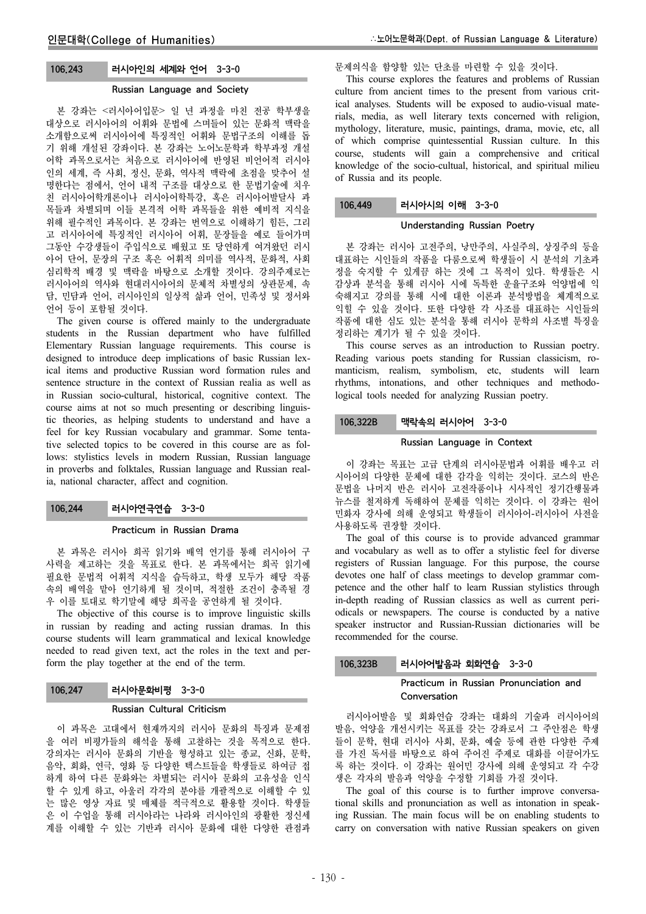### 106.243 러시아인의 세계와 언어 3-3-0

#### Russian Language and Society

본 강좌는 <러시아어입문> 일 년 과정을 마친 전공 학부생을 대상으로 러시아어의 어휘와 문법에 스며들어 있는 문화적 맥락을 소개함으로써 러시아어에 특징적인 어휘와 문법구조의 이해를 돕기 위해 개설된 강좌이다. 본 강좌는 노어노문학과 학부과정 개설 어학 과목으로서는 처음으로 러시아어에 반영된 비언어적 러시아인의 세계, 즉 사회, 정신, 문화, 역사적 맥락에 초점을 맞추어 설명한다는 점에서, 언어 내적 구조를 대상으로 한 문법기술에 치우친 러시아어학개론이나 러시아어학특강, 혹은 러시아어발달사 과목들과 차별되며 이들 본격적 어학 과목들을 위한 예비적 지식을 위해 필수적인 과목이다. 본 강좌는 번역으로 이해하기 힘든, 그리고 러시아어에 특징적인 러시아어 어휘, 문장들을 예로 들어가며 그동안 수강생들이 주입식으로 배웠고 또 당연하게 여겨왔던 러시아어 단어, 문장의 구조 혹은 어휘적 의미를 역사적, 문화적, 사회 심리학적 배경 및 맥락을 바탕으로 소개할 것이다. 강의주제로는 러시아어의 역사와 현대러시아어의 문체적 차별성의 상관문제, 속담, 민담과 언어, 러시아인의 일상적 삶과 언어, 민족성 및 정서와 언어 등이 포함될 것이다.

The given course is offered mainly to the undergraduate students in the Russian department who have fulfilled Elementary Russian language requirements. This course is designed to introduce deep implications of basic Russian lexical items and productive Russian word formation rules and sentence structure in the context of Russian realia as well as in Russian socio-cultural, historical, cognitive context. The course aims at not so much presenting or describing linguistic theories, as helping students to understand and have a feel for key Russian vocabulary and grammar. Some tentative selected topics to be covered in this course are as follows: stylistics levels in modern Russian, Russian language in proverbs and folktales, Russian language and Russian realia, national character, affect and cognition.

### 106.244 러시아연극연습 3-3-0

#### Practicum in Russian Drama

본 과목은 러시아 희곡 읽기와 배역 연기를 통해 러시아어 구사력을 제고하는 것을 목표로 한다. 본 과목에서는 희곡 읽기에 필요한 문법적 어휘적 지식을 습득하고, 학생 모두가 해당 작품 속의 배역을 맡아 연기하게 될 것이며, 적절한 조건이 충족될 경우 이를 토대로 학기말에 해당 희곡을 공연하게 될 것이다.

The objective of this course is to improve linguistic skills in russian by reading and acting russian dramas. In this course students will learn grammatical and lexical knowledge needed to read given text, act the roles in the text and perform the play together at the end of the term.

### 106.247 러시아문화비평 3-3-0

#### Russian Cultural Criticism

이 과목은 고대에서 현재까지의 러시아 문화의 특징과 문제점을 여러 비평가들의 해석을 통해 고찰하는 것을 목적으로 한다. 강의자는 러시아 문화의 기반을 형성하고 있는 종교, 신화, 문학, 음악, 회화, 연극, 영화 등 다양한 텍스트들을 학생들로 하여금 접하게 하여 다른 문화와는 차별되는 러시아 문화의 고유성을 인식할 수 있게 하고, 아울러 각각의 분야를 개괄적으로 이해할 수 있는 많은 영상 자료 및 매체를 적극적으로 활용할 것이다. 학생들은 이 수업을 통해 러시아라는 나라와 러시아인의 광활한 정신세계를 이해할 수 있는 기반과 러시아 문화에 대한 다양한 관점과 문제의식을 함양할 있는 단초를 마련할 수 있을 것이다.

This course explores the features and problems of Russian culture from ancient times to the present from various critical analyses. Students will be exposed to audio-visual materials, media, as well literary texts concerned with religion, mythology, literature, music, paintings, drama, movie, etc, all of which comprise quintessential Russian culture. In this course, students will gain a comprehensive and critical knowledge of the socio-cultual, historical, and spiritual milieu of Russia and its people.

### 106.449 러시아시의 이해 3-3-0

#### Understanding Russian Poetry

본 강좌는 러시아 고전주의, 낭만주의, 사실주의, 상징주의 등을 대표하는 시인들의 작품을 다룸으로써 학생들이 시 분석의 기초과정을 숙지할 수 있게끔 하는 것에 그 목적이 있다. 학생들은 시 감상과 분석을 통해 러시아 시에 독특한 운율구조와 억양법에 익숙해지고 강의를 통해 시에 대한 이론과 분석방법을 체계적으로 익힐 수 있을 것이다. 또한 다양한 각 사조를 대표하는 시인들의 작품에 대한 심도 있는 분석을 통해 러시아 문학의 사조별 특징을 정리하는 계기가 될 수 있을 것이다.

This course serves as an introduction to Russian poetry. Reading various poets standing for Russian classicism, romanticism, realism, symbolism, etc, students will learn rhythms, intonations, and other techniques and methodological tools needed for analyzing Russian poetry.

### 106.322B 맥락속의 러시아어 3-3-0

#### Russian Language in Context

이 강좌는 목표는 고급 단계의 러시아문법과 어휘를 배우고 러시아어의 다양한 문체에 대한 감각을 익히는 것이다. 코스의 반은 문법을 나머지 반은 러시아 고전작품이나 시사적인 정기간행물과 뉴스를 철저하게 독해하여 문체를 익히는 것이다. 이 강좌는 원어민화자 강사에 의해 운영되고 학생들이 러시아어-러시아어 사전을 사용하도록 권장할 것이다.

The goal of this course is to provide advanced grammar and vocabulary as well as to offer a stylistic feel for diverse registers of Russian language. For this purpose, the course devotes one half of class meetings to develop grammar competence and the other half to learn Russian stylistics through in-depth reading of Russian classics as well as current periodicals or newspapers. The course is conducted by a native speaker instructor and Russian-Russian dictionaries will be recommended for the course.

### 106.323B 러시아어발음과 회화연습 3-3-0

#### Practicum in Russian Pronunciation and Conversation

러시아어발음 및 회화연습 강좌는 대화의 기술과 러시아어의 발음, 억양을 개선시키는 목표를 갖는 강좌로서 그 주안점은 학생들이 문학, 현대 러시아 사회, 문화, 예술 등에 관한 다양한 주제를 가진 독서를 바탕으로 하여 주어진 주제로 대화를 이끌어가도록 하는 것이다. 이 강좌는 원어민 강사에 의해 운영되고 각 수강생은 각자의 발음과 억양을 수정할 기회를 가질 것이다.

The goal of this course is to further improve conversational skills and pronunciation as well as intonation in speaking Russian. The main focus will be on enabling students to carry on conversation with native Russian speakers on given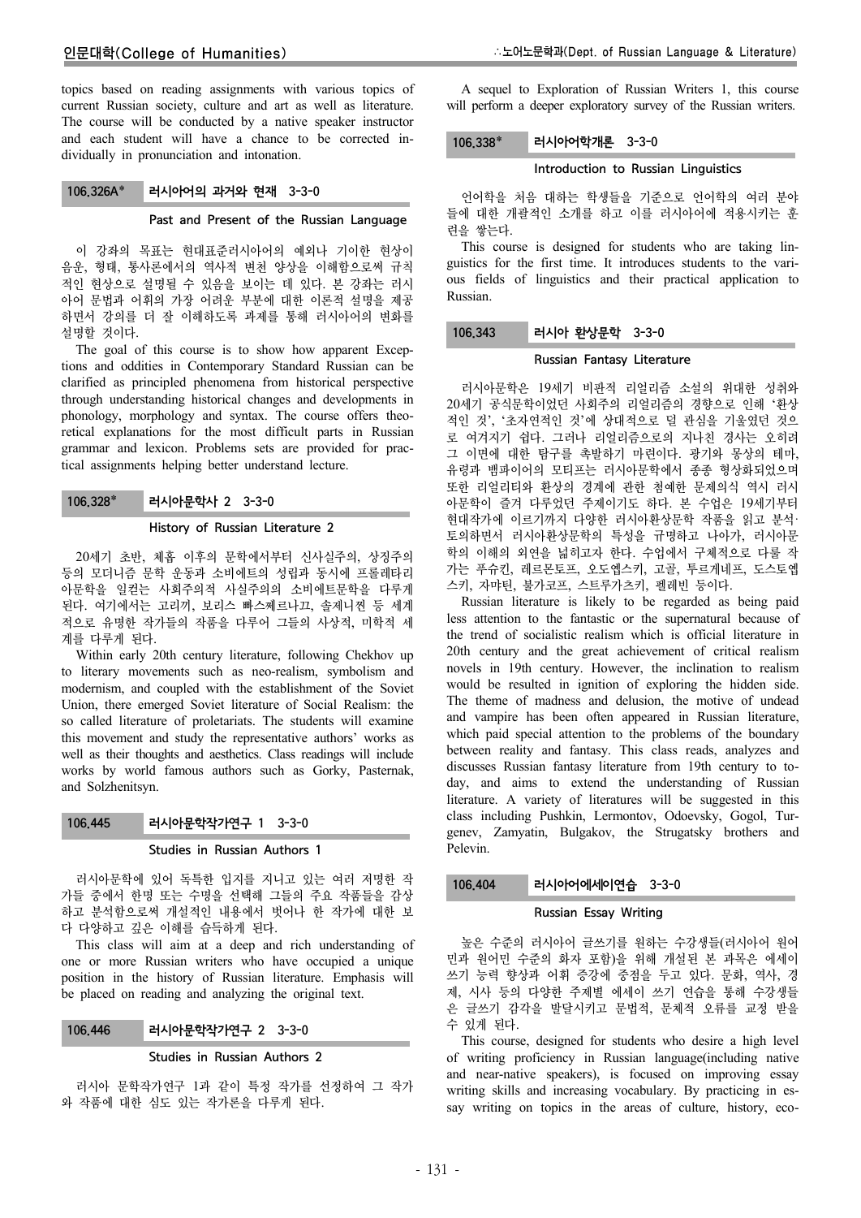topics based on reading assignments with various topics of current Russian society, culture and art as well as literature. The course will be conducted by a native speaker instructor and each student will have a chance to be corrected individually in pronunciation and intonation.

### 106.326A* 러시아어의 과거와 현재 3-3-0

**Past and Present of the Russian Language**

이 강좌의 목표는 현대표준러시아어의 예외나 기이한 현상이 음운, 형태, 통사론에서의 역사적 변천 양상을 이해함으로써 규칙적인 현상으로 설명될 수 있음을 보이는 데 있다. 본 강좌는 러시아어 문법과 어휘의 가장 어려운 부분에 대한 이론적 설명을 제공하면서 강의를 더 잘 이해하도록 과제를 통해 러시아어의 변화를 설명할 것이다.

The goal of this course is to show how apparent Exceptions and oddities in Contemporary Standard Russian can be clarified as principled phenomena from historical perspective through understanding historical changes and developments in phonology, morphology and syntax. The course offers theoretical explanations for the most difficult parts in Russian grammar and lexicon. Problems sets are provided for practical assignments helping better understand lecture.

### 106.328* 러시아문학사 2 3-3-0

**History of Russian Literature 2**

20세기 초반, 체홉 이후의 문학에서부터 신사실주의, 상징주의 등의 모더니즘 문학 운동과 소비에트의 성립과 동시에 프롤레타리아문학을 일컫는 사회주의적 사실주의의 소비에트문학을 다루게 된다. 여기에서는 고리끼, 보리스 빠스쩨르나끄, 솔제니찐 등 세계적으로 유명한 작가들의 작품을 다루어 그들의 사상적, 미학적 세계를 다루게 된다.

Within early 20th century literature, following Chekhov up to literary movements such as neo-realism, symbolism and modernism, and coupled with the establishment of the Soviet Union, there emerged Soviet literature of Social Realism: the so called literature of proletariats. The students will examine this movement and study the representative authors' works as well as their thoughts and aesthetics. Class readings will include works by world famous authors such as Gorky, Pasternak, and Solzhenitsyn.

### 106.445 러시아문학작가연구 1 3-3-0

**Studies in Russian Authors 1**

러시아문학에 있어 독특한 입지를 지니고 있는 여러 저명한 작가들 중에서 한명 또는 수명을 선택해 그들의 주요 작품들을 감상하고 분석함으로써 개설적인 내용에서 벗어나 한 작가에 대한 보다 다양하고 깊은 이해를 습득하게 된다.

This class will aim at a deep and rich understanding of one or more Russian writers who have occupied a unique position in the history of Russian literature. Emphasis will be placed on reading and analyzing the original text.

### 106.446 러시아문학작가연구 2 3-3-0

**Studies in Russian Authors 2**

러시아 문학작가연구 1과 같이 특정 작가를 선정하여 그 작가와 작품에 대한 심도 있는 작가론을 다루게 된다.

A sequel to Exploration of Russian Writers 1, this course will perform a deeper exploratory survey of the Russian writers.

### 106.338* 러시아어학개론 3-3-0

**Introduction to Russian Linguistics**

언어학을 처음 대하는 학생들을 기준으로 언어학의 여러 분야들에 대한 개괄적인 소개를 하고 이를 러시아어에 적용시키는 훈련을 쌓는다.

This course is designed for students who are taking linguistics for the first time. It introduces students to the various fields of linguistics and their practical application to Russian.

### 106.343 러시아 환상문학 3-3-0

**Russian Fantasy Literature**

러시아문학은 19세기 비판적 리얼리즘 소설의 위대한 성취와 20세기 공식문학이었던 사회주의 리얼리즘의 경향으로 인해 '환상적인 것', '초자연적인 것'에 상대적으로 덜 관심을 기울였던 것으로 여겨지기 쉽다. 그러나 리얼리즘으로의 지나친 경사는 오히려 그 이면에 대한 탐구를 촉발하기 마련이다. 광기와 몽상의 테마, 유령과 뱀파이어의 모티프는 러시아문학에서 종종 형상화되었으며 또한 리얼리티와 환상의 경계에 관한 첨예한 문제의식 역시 러시아문학이 즐겨 다루었던 주제이기도 하다. 본 수업은 19세기부터 현대작가에 이르기까지 다양한 러시아환상문학 작품을 읽고 분석·토의하면서 러시아환상문학의 특성을 규명하고 나아가, 러시아문학의 이해의 외연을 넓히고자 한다. 수업에서 구체적으로 다룰 작가는 푸슈킨, 레르몬토프, 오도옙스키, 고골, 투르게네프, 도스토옙스키, 자먀틴, 불가코프, 스트루가츠키, 펠레빈 등이다.

Russian literature is likely to be regarded as being paid less attention to the fantastic or the supernatural because of the trend of socialistic realism which is official literature in 20th century and the great achievement of critical realism novels in 19th century. However, the inclination to realism would be resulted in ignition of exploring the hidden side. The theme of madness and delusion, the motive of undead and vampire has been often appeared in Russian literature, which paid special attention to the problems of the boundary between reality and fantasy. This class reads, analyzes and discusses Russian fantasy literature from 19th century to today, and aims to extend the understanding of Russian literature. A variety of literatures will be suggested in this class including Pushkin, Lermontov, Odoevsky, Gogol, Turgenev, Zamyatin, Bulgakov, the Strugatsky brothers and Pelevin.

### 106.404 러시아어에세이연습 3-3-0

**Russian Essay Writing**

높은 수준의 러시아어 글쓰기를 원하는 수강생들(러시아어 원어민과 원어민 수준의 화자 포함)을 위해 개설된 본 과목은 에세이 쓰기 능력 향상과 어휘 증강에 중점을 두고 있다. 문화, 역사, 경제, 시사 등의 다양한 주제별 에세이 쓰기 연습을 통해 수강생들은 글쓰기 감각을 발달시키고 문법적, 문체적 오류를 교정 받을 수 있게 된다.

This course, designed for students who desire a high level of writing proficiency in Russian language(including native and near-native speakers), is focused on improving essay writing skills and increasing vocabulary. By practicing in essay writing on topics in the areas of culture, history, eco-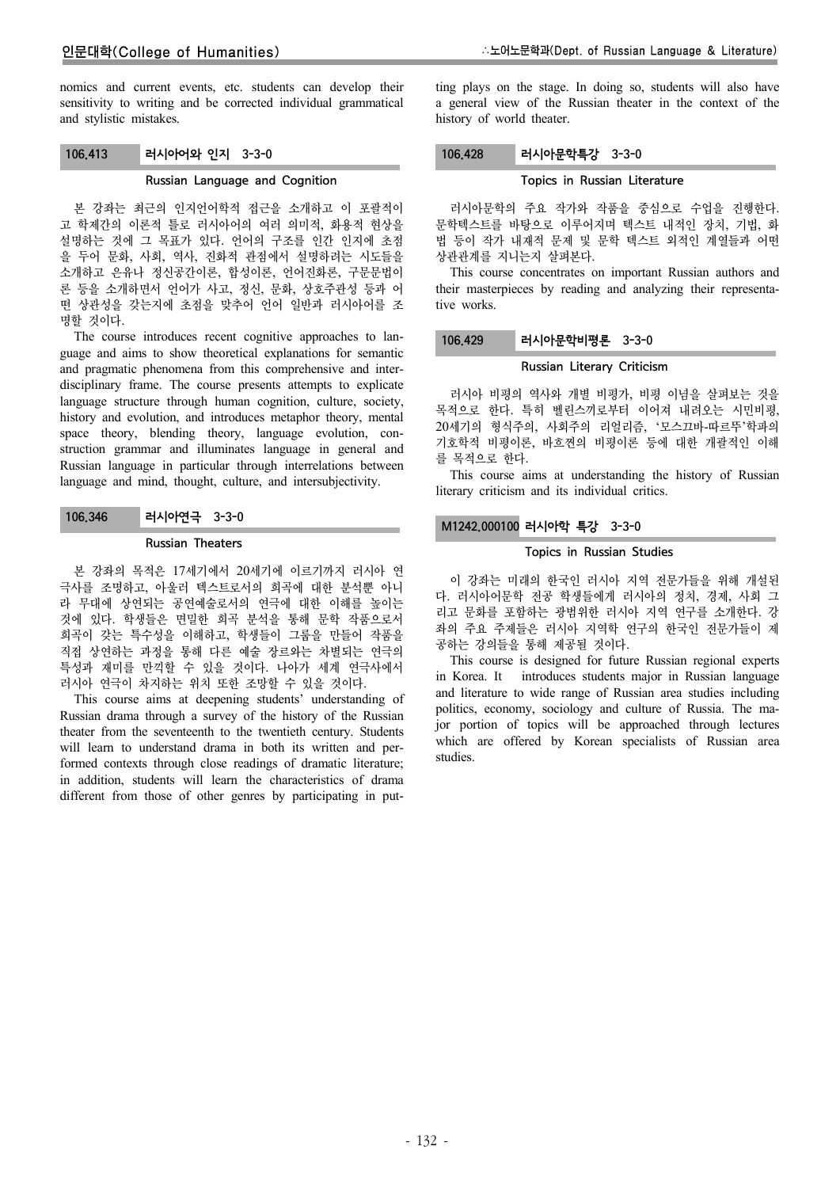nomics and current events, etc. students can develop their sensitivity to writing and be corrected individual grammatical and stylistic mistakes.

### 106.413 러시아어와 인지 3-3-0

**Russian Language and Cognition**

본 강좌는 최근의 인지언어학적 접근을 소개하고 이 포괄적이고 학제간의 이론적 틀로 러시아어의 여러 의미적, 화용적 현상을 설명하는 것에 그 목표가 있다. 언어의 구조를 인간 인지에 초점을 두어 문화, 사회, 역사, 진화적 관점에서 설명하려는 시도들을 소개하고 은유나 정신공간이론, 합성이론, 언어진화론, 구문문법이론 등을 소개하면서 언어가 사고, 정신, 문화, 상호주관성 등과 어떤 상관성을 갖는지에 초점을 맞추어 언어 일반과 러시아어를 조명할 것이다.

The course introduces recent cognitive approaches to language and aims to show theoretical explanations for semantic and pragmatic phenomena from this comprehensive and interdisciplinary frame. The course presents attempts to explicate language structure through human cognition, culture, society, history and evolution, and introduces metaphor theory, mental space theory, blending theory, language evolution, construction grammar and illuminates language in general and Russian language in particular through interrelations between language and mind, thought, culture, and intersubjectivity.

### 106.346 러시아연극 3-3-0

**Russian Theaters**

본 강좌의 목적은 17세기에서 20세기에 이르기까지 러시아 연극사를 조명하고, 아울러 텍스트로서의 희곡에 대한 분석뿐 아니라 무대에 상연되는 공연예술로서의 연극에 대한 이해를 높이는 것에 있다. 학생들은 면밀한 희곡 분석을 통해 문학 작품으로서 희곡이 갖는 특수성을 이해하고, 학생들이 그룹을 만들어 작품을 직접 상연하는 과정을 통해 다른 예술 장르와는 차별되는 연극의 특성과 재미를 만끽할 수 있을 것이다. 나아가 세계 연극사에서 러시아 연극이 차지하는 위치 또한 조망할 수 있을 것이다.

This course aims at deepening students' understanding of Russian drama through a survey of the history of the Russian theater from the seventeenth to the twentieth century. Students will learn to understand drama in both its written and performed contexts through close readings of dramatic literature; in addition, students will learn the characteristics of drama different from those of other genres by participating in putting plays on the stage. In doing so, students will also have a general view of the Russian theater in the context of the history of world theater.

### 106.428 러시아문학특강 3-3-0

**Topics in Russian Literature**

러시아문학의 주요 작가와 작품을 중심으로 수업을 진행한다. 문학텍스트를 바탕으로 이루어지며 텍스트 내적인 장치, 기법, 화법 등이 작가 내재적 문제 및 문학 텍스트 외적인 계열들과 어떤 상관관계를 지니는지 살펴본다.

This course concentrates on important Russian authors and their masterpieces by reading and analyzing their representative works.

### 106.429 러시아문학비평론 3-3-0

**Russian Literary Criticism**

러시아 비평의 역사와 개별 비평가, 비평 이념을 살펴보는 것을 목적으로 한다. 특히 벨린스끼로부터 이어져 내려오는 시민비평, 20세기의 형식주의, 사회주의 리얼리즘, '모스끄바-따르뚜'학파의 기호학적 비평이론, 바흐찐의 비평이론 등에 대한 개괄적인 이해를 목적으로 한다.

This course aims at understanding the history of Russian literary criticism and its individual critics.

### M1242.000100 러시아학 특강 3-3-0

**Topics in Russian Studies**

이 강좌는 미래의 한국인 러시아 지역 전문가들을 위해 개설된다. 러시아어문학 전공 학생들에게 러시아의 정치, 경제, 사회 그리고 문화를 포함하는 광범위한 러시아 지역 연구를 소개한다. 강좌의 주요 주제들은 러시아 지역학 연구의 한국인 전문가들이 제공하는 강의들을 통해 제공될 것이다.

This course is designed for future Russian regional experts in Korea. It introduces students major in Russian language and literature to wide range of Russian area studies including politics, economy, sociology and culture of Russia. The major portion of topics will be approached through lectures which are offered by Korean specialists of Russian area studies.